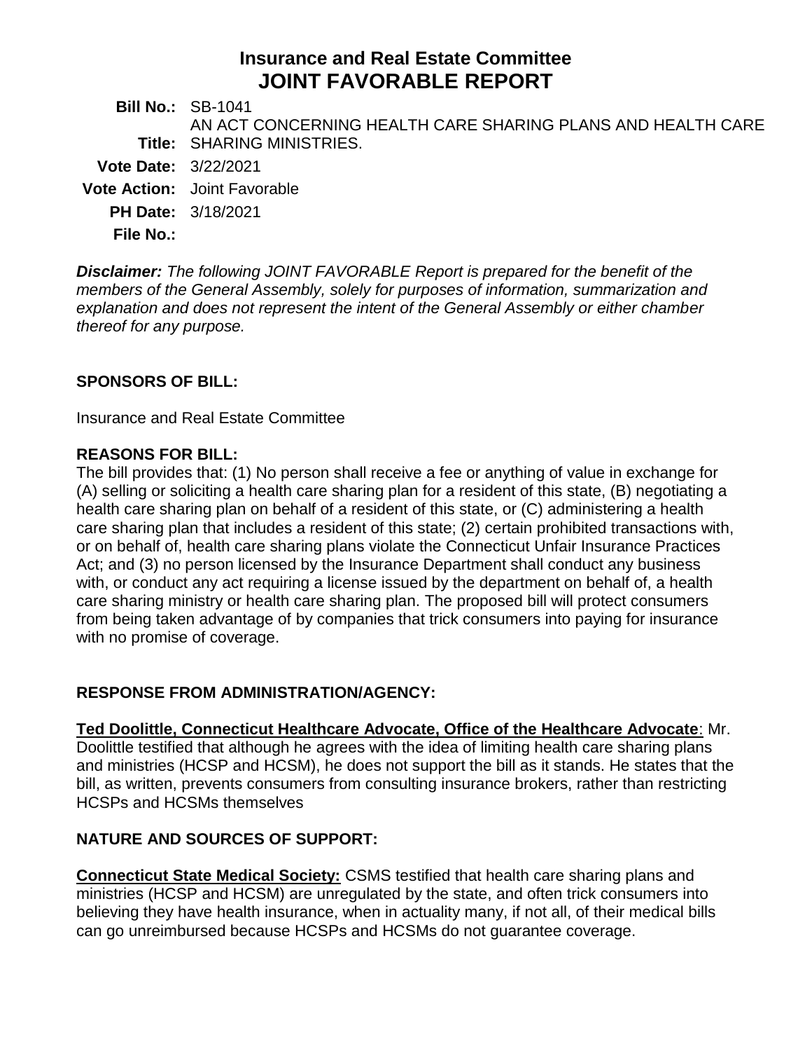# Insurance and Real Estate Committee
# JOINT FAVORABLE REPORT

**Bill No.:** SB-1041

**Title:** AN ACT CONCERNING HEALTH CARE SHARING PLANS AND HEALTH CARE SHARING MINISTRIES.

**Vote Date:** 3/22/2021

**Vote Action:** Joint Favorable

**PH Date:** 3/18/2021

**File No.:**

***Disclaimer:*** *The following JOINT FAVORABLE Report is prepared for the benefit of the members of the General Assembly, solely for purposes of information, summarization and explanation and does not represent the intent of the General Assembly or either chamber thereof for any purpose.*

## SPONSORS OF BILL:

Insurance and Real Estate Committee

## REASONS FOR BILL:

The bill provides that: (1) No person shall receive a fee or anything of value in exchange for (A) selling or soliciting a health care sharing plan for a resident of this state, (B) negotiating a health care sharing plan on behalf of a resident of this state, or (C) administering a health care sharing plan that includes a resident of this state; (2) certain prohibited transactions with, or on behalf of, health care sharing plans violate the Connecticut Unfair Insurance Practices Act; and (3) no person licensed by the Insurance Department shall conduct any business with, or conduct any act requiring a license issued by the department on behalf of, a health care sharing ministry or health care sharing plan. The proposed bill will protect consumers from being taken advantage of by companies that trick consumers into paying for insurance with no promise of coverage.

## RESPONSE FROM ADMINISTRATION/AGENCY:

**Ted Doolittle, Connecticut Healthcare Advocate, Office of the Healthcare Advocate**: Mr. Doolittle testified that although he agrees with the idea of limiting health care sharing plans and ministries (HCSP and HCSM), he does not support the bill as it stands. He states that the bill, as written, prevents consumers from consulting insurance brokers, rather than restricting HCSPs and HCSMs themselves

## NATURE AND SOURCES OF SUPPORT:

**Connecticut State Medical Society:** CSMS testified that health care sharing plans and ministries (HCSP and HCSM) are unregulated by the state, and often trick consumers into believing they have health insurance, when in actuality many, if not all, of their medical bills can go unreimbursed because HCSPs and HCSMs do not guarantee coverage.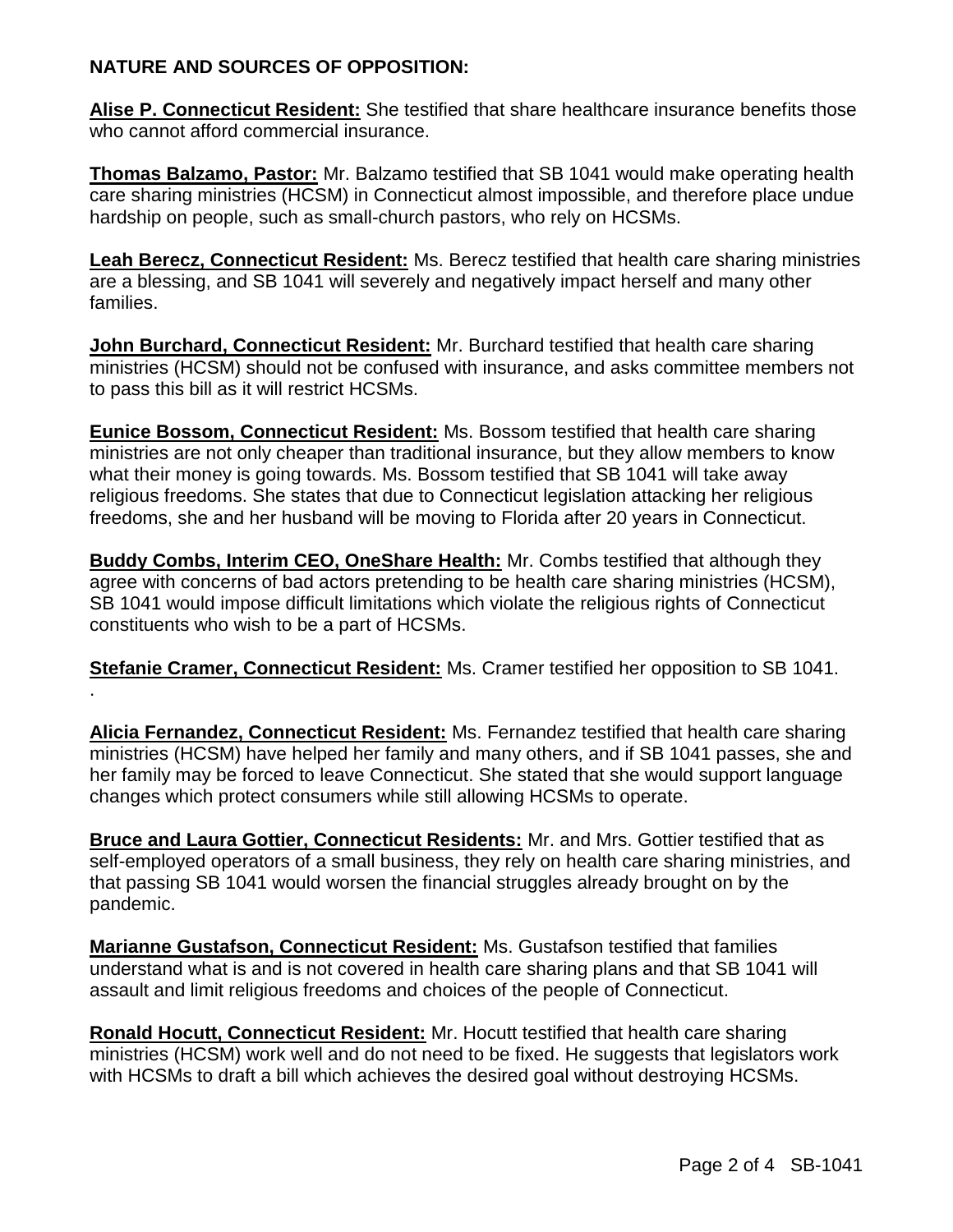**NATURE AND SOURCES OF OPPOSITION:**

**Alise P. Connecticut Resident:** She testified that share healthcare insurance benefits those who cannot afford commercial insurance.

**Thomas Balzamo, Pastor:** Mr. Balzamo testified that SB 1041 would make operating health care sharing ministries (HCSM) in Connecticut almost impossible, and therefore place undue hardship on people, such as small-church pastors, who rely on HCSMs.

**Leah Berecz, Connecticut Resident:** Ms. Berecz testified that health care sharing ministries are a blessing, and SB 1041 will severely and negatively impact herself and many other families.

**John Burchard, Connecticut Resident:** Mr. Burchard testified that health care sharing ministries (HCSM) should not be confused with insurance, and asks committee members not to pass this bill as it will restrict HCSMs.

**Eunice Bossom, Connecticut Resident:** Ms. Bossom testified that health care sharing ministries are not only cheaper than traditional insurance, but they allow members to know what their money is going towards. Ms. Bossom testified that SB 1041 will take away religious freedoms. She states that due to Connecticut legislation attacking her religious freedoms, she and her husband will be moving to Florida after 20 years in Connecticut.

**Buddy Combs, Interim CEO, OneShare Health:** Mr. Combs testified that although they agree with concerns of bad actors pretending to be health care sharing ministries (HCSM), SB 1041 would impose difficult limitations which violate the religious rights of Connecticut constituents who wish to be a part of HCSMs.

**Stefanie Cramer, Connecticut Resident:** Ms. Cramer testified her opposition to SB 1041.
.

**Alicia Fernandez, Connecticut Resident:** Ms. Fernandez testified that health care sharing ministries (HCSM) have helped her family and many others, and if SB 1041 passes, she and her family may be forced to leave Connecticut. She stated that she would support language changes which protect consumers while still allowing HCSMs to operate.

**Bruce and Laura Gottier, Connecticut Residents:** Mr. and Mrs. Gottier testified that as self-employed operators of a small business, they rely on health care sharing ministries, and that passing SB 1041 would worsen the financial struggles already brought on by the pandemic.

**Marianne Gustafson, Connecticut Resident:** Ms. Gustafson testified that families understand what is and is not covered in health care sharing plans and that SB 1041 will assault and limit religious freedoms and choices of the people of Connecticut.

**Ronald Hocutt, Connecticut Resident:** Mr. Hocutt testified that health care sharing ministries (HCSM) work well and do not need to be fixed. He suggests that legislators work with HCSMs to draft a bill which achieves the desired goal without destroying HCSMs.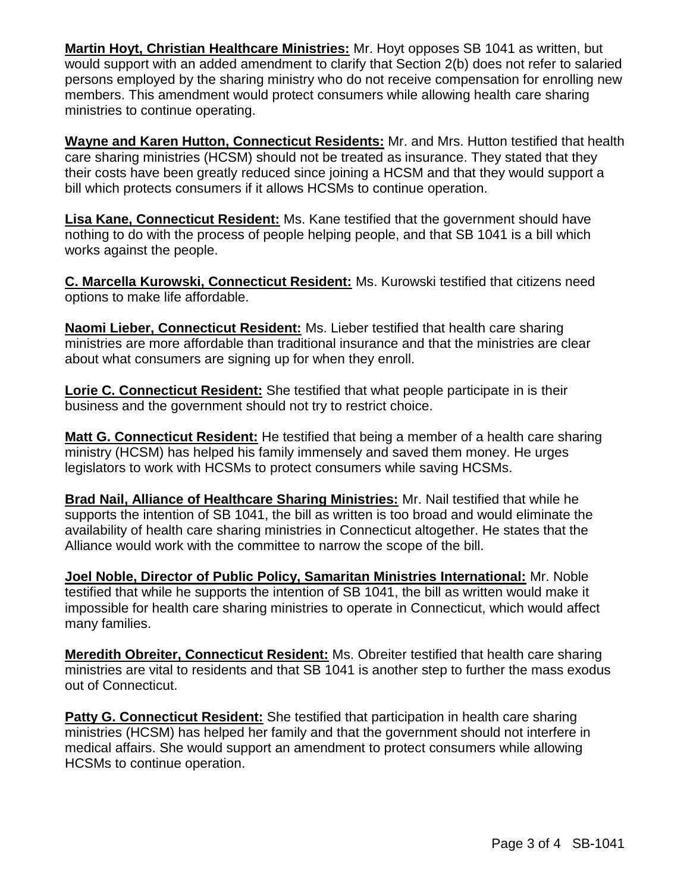**Martin Hoyt, Christian Healthcare Ministries:** Mr. Hoyt opposes SB 1041 as written, but would support with an added amendment to clarify that Section 2(b) does not refer to salaried persons employed by the sharing ministry who do not receive compensation for enrolling new members. This amendment would protect consumers while allowing health care sharing ministries to continue operating.

**Wayne and Karen Hutton, Connecticut Residents:** Mr. and Mrs. Hutton testified that health care sharing ministries (HCSM) should not be treated as insurance. They stated that they their costs have been greatly reduced since joining a HCSM and that they would support a bill which protects consumers if it allows HCSMs to continue operation.

**Lisa Kane, Connecticut Resident:** Ms. Kane testified that the government should have nothing to do with the process of people helping people, and that SB 1041 is a bill which works against the people.

**C. Marcella Kurowski, Connecticut Resident:** Ms. Kurowski testified that citizens need options to make life affordable.

**Naomi Lieber, Connecticut Resident:** Ms. Lieber testified that health care sharing ministries are more affordable than traditional insurance and that the ministries are clear about what consumers are signing up for when they enroll.

**Lorie C. Connecticut Resident:** She testified that what people participate in is their business and the government should not try to restrict choice.

**Matt G. Connecticut Resident:** He testified that being a member of a health care sharing ministry (HCSM) has helped his family immensely and saved them money. He urges legislators to work with HCSMs to protect consumers while saving HCSMs.

**Brad Nail, Alliance of Healthcare Sharing Ministries:** Mr. Nail testified that while he supports the intention of SB 1041, the bill as written is too broad and would eliminate the availability of health care sharing ministries in Connecticut altogether. He states that the Alliance would work with the committee to narrow the scope of the bill.

**Joel Noble, Director of Public Policy, Samaritan Ministries International:** Mr. Noble testified that while he supports the intention of SB 1041, the bill as written would make it impossible for health care sharing ministries to operate in Connecticut, which would affect many families.

**Meredith Obreiter, Connecticut Resident:** Ms. Obreiter testified that health care sharing ministries are vital to residents and that SB 1041 is another step to further the mass exodus out of Connecticut.

**Patty G. Connecticut Resident:** She testified that participation in health care sharing ministries (HCSM) has helped her family and that the government should not interfere in medical affairs. She would support an amendment to protect consumers while allowing HCSMs to continue operation.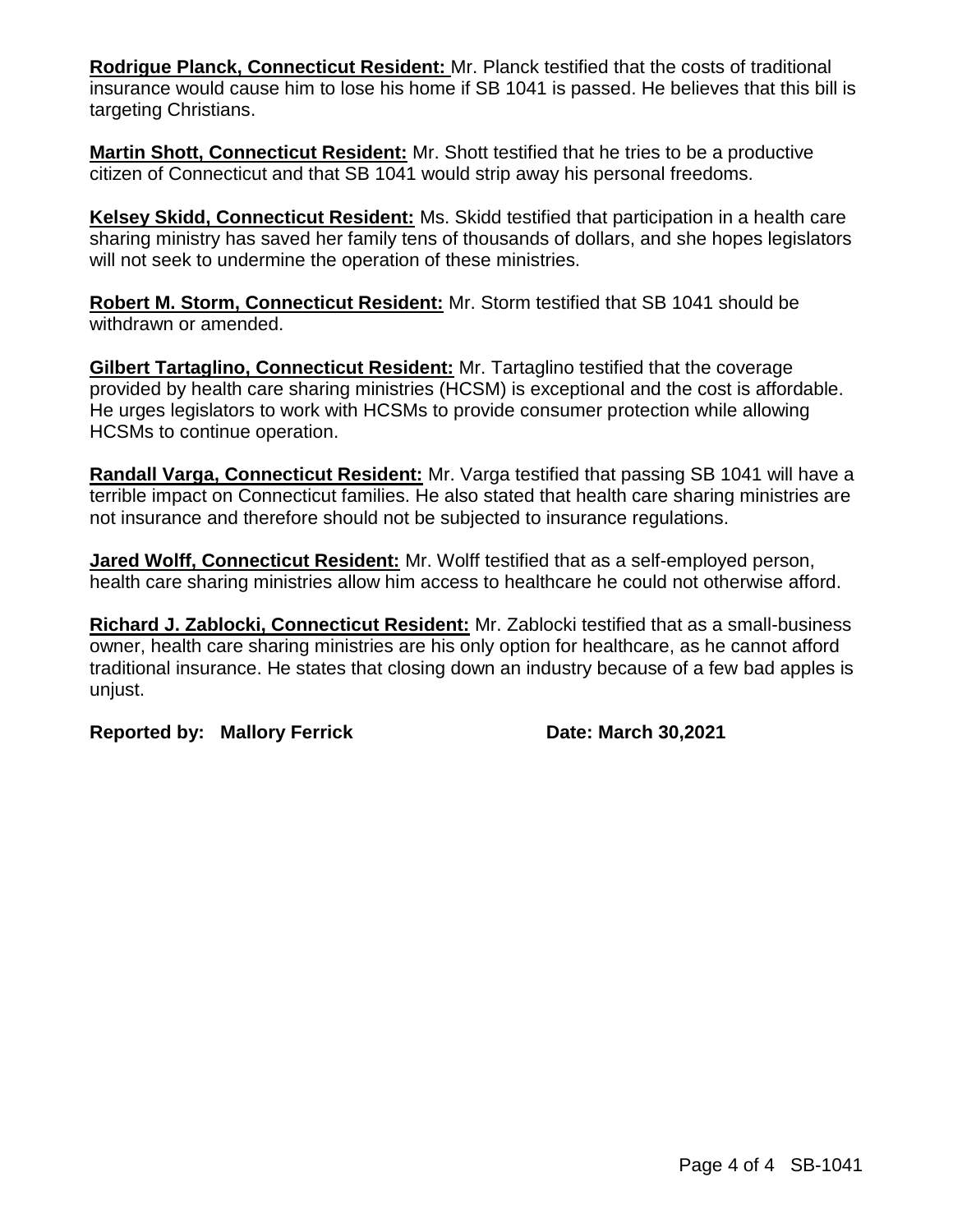**Rodrigue Planck, Connecticut Resident:** Mr. Planck testified that the costs of traditional insurance would cause him to lose his home if SB 1041 is passed. He believes that this bill is targeting Christians.

**Martin Shott, Connecticut Resident:** Mr. Shott testified that he tries to be a productive citizen of Connecticut and that SB 1041 would strip away his personal freedoms.

**Kelsey Skidd, Connecticut Resident:** Ms. Skidd testified that participation in a health care sharing ministry has saved her family tens of thousands of dollars, and she hopes legislators will not seek to undermine the operation of these ministries.

**Robert M. Storm, Connecticut Resident:** Mr. Storm testified that SB 1041 should be withdrawn or amended.

**Gilbert Tartaglino, Connecticut Resident:** Mr. Tartaglino testified that the coverage provided by health care sharing ministries (HCSM) is exceptional and the cost is affordable. He urges legislators to work with HCSMs to provide consumer protection while allowing HCSMs to continue operation.

**Randall Varga, Connecticut Resident:** Mr. Varga testified that passing SB 1041 will have a terrible impact on Connecticut families. He also stated that health care sharing ministries are not insurance and therefore should not be subjected to insurance regulations.

**Jared Wolff, Connecticut Resident:** Mr. Wolff testified that as a self-employed person, health care sharing ministries allow him access to healthcare he could not otherwise afford.

**Richard J. Zablocki, Connecticut Resident:** Mr. Zablocki testified that as a small-business owner, health care sharing ministries are his only option for healthcare, as he cannot afford traditional insurance. He states that closing down an industry because of a few bad apples is unjust.

**Reported by: Mallory Ferrick** **Date: March 30,2021**